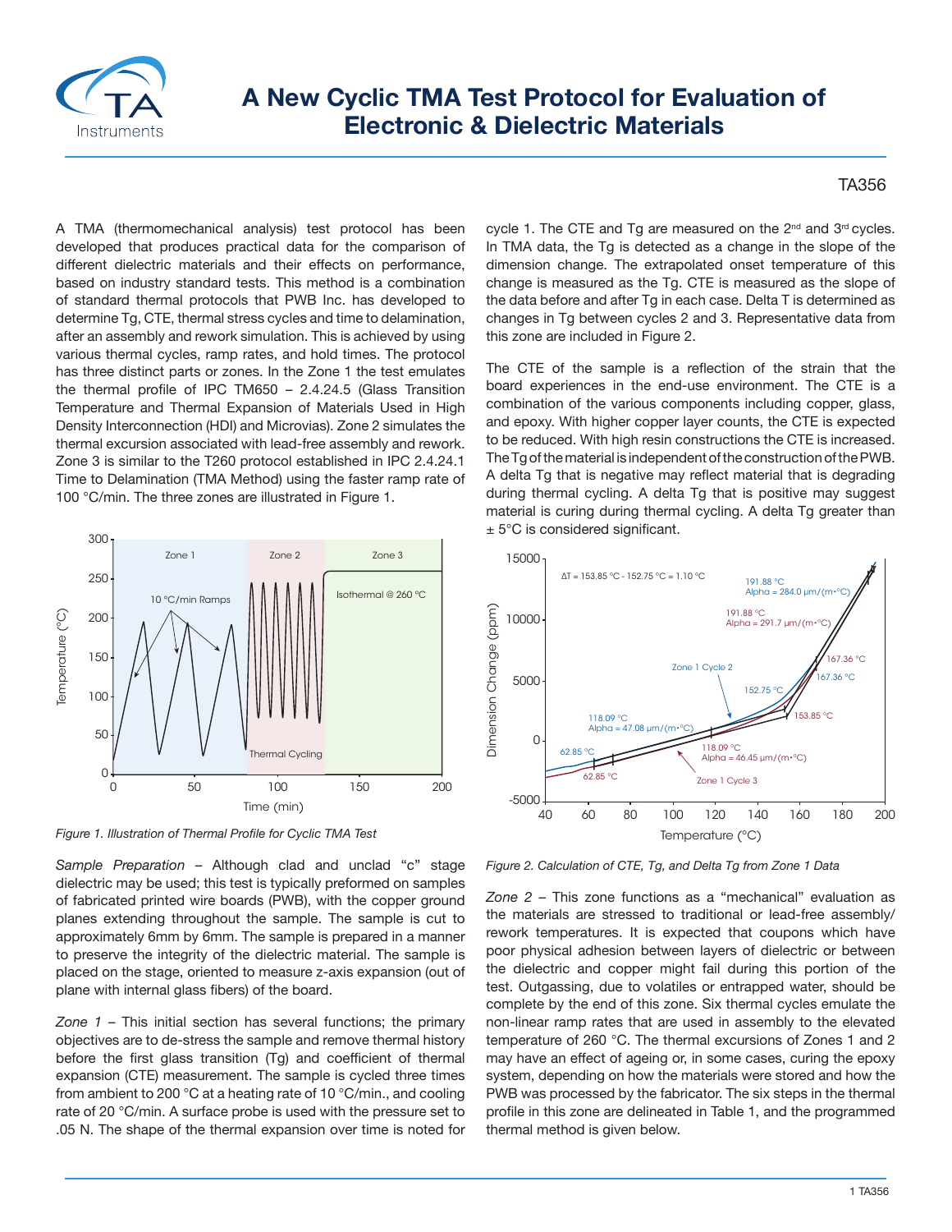# A New Cyclic TMA Test Protocol for Evaluation of Electronic & Dielectric Materials

TA356

A TMA (thermomechanical analysis) test protocol has been developed that produces practical data for the comparison of different dielectric materials and their effects on performance, based on industry standard tests. This method is a combination of standard thermal protocols that PWB Inc. has developed to determine Tg, CTE, thermal stress cycles and time to delamination, after an assembly and rework simulation. This is achieved by using various thermal cycles, ramp rates, and hold times. The protocol has three distinct parts or zones. In the Zone 1 the test emulates the thermal profile of IPC TM650 – 2.4.24.5 (Glass Transition Temperature and Thermal Expansion of Materials Used in High Density Interconnection (HDI) and Microvias). Zone 2 simulates the thermal excursion associated with lead-free assembly and rework. Zone 3 is similar to the T260 protocol established in IPC 2.4.24.1 Time to Delamination (TMA Method) using the faster ramp rate of 100 °C/min. The three zones are illustrated in Figure 1.

*Figure 1. Illustration of Thermal Profile for Cyclic TMA Test*

*Sample Preparation* – Although clad and unclad "c" stage dielectric may be used; this test is typically preformed on samples of fabricated printed wire boards (PWB), with the copper ground planes extending throughout the sample. The sample is cut to approximately 6mm by 6mm. The sample is prepared in a manner to preserve the integrity of the dielectric material. The sample is placed on the stage, oriented to measure z-axis expansion (out of plane with internal glass fibers) of the board.

*Zone 1* – This initial section has several functions; the primary objectives are to de-stress the sample and remove thermal history before the first glass transition (Tg) and coefficient of thermal expansion (CTE) measurement. The sample is cycled three times from ambient to 200 °C at a heating rate of 10 °C/min., and cooling rate of 20 °C/min. A surface probe is used with the pressure set to .05 N. The shape of the thermal expansion over time is noted for cycle 1. The CTE and Tg are measured on the 2nd and 3rd cycles. In TMA data, the Tg is detected as a change in the slope of the dimension change. The extrapolated onset temperature of this change is measured as the Tg. CTE is measured as the slope of the data before and after Tg in each case. Delta T is determined as changes in Tg between cycles 2 and 3. Representative data from this zone are included in Figure 2.

The CTE of the sample is a reflection of the strain that the board experiences in the end-use environment. The CTE is a combination of the various components including copper, glass, and epoxy. With higher copper layer counts, the CTE is expected to be reduced. With high resin constructions the CTE is increased. The Tg of the material is independent of the construction of the PWB. A delta Tg that is negative may reflect material that is degrading during thermal cycling. A delta Tg that is positive may suggest material is curing during thermal cycling. A delta Tg greater than ± 5°C is considered significant.

*Figure 2. Calculation of CTE, Tg, and Delta Tg from Zone 1 Data*

*Zone 2* – This zone functions as a "mechanical" evaluation as the materials are stressed to traditional or lead-free assembly/ rework temperatures. It is expected that coupons which have poor physical adhesion between layers of dielectric or between the dielectric and copper might fail during this portion of the test. Outgassing, due to volatiles or entrapped water, should be complete by the end of this zone. Six thermal cycles emulate the non-linear ramp rates that are used in assembly to the elevated temperature of 260 °C. The thermal excursions of Zones 1 and 2 may have an effect of ageing or, in some cases, curing the epoxy system, depending on how the materials were stored and how the PWB was processed by the fabricator. The six steps in the thermal profile in this zone are delineated in Table 1, and the programmed thermal method is given below.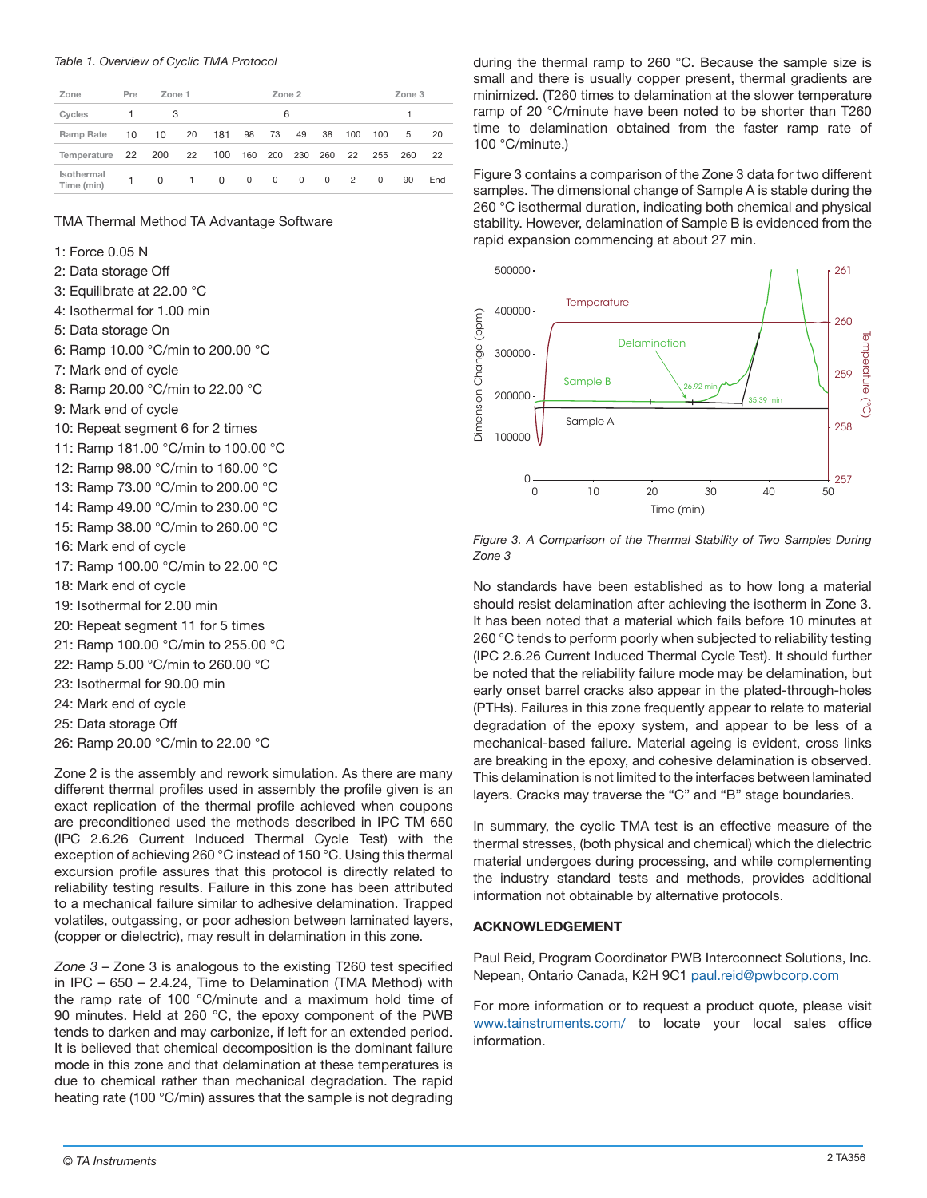*Table 1. Overview of Cyclic TMA Protocol*

| Zone | Pre | Zone 1 | | Zone 2 | | | | | | | Zone 3 | | |
|---|---|---|---|---|---|---|---|---|---|---|---|---|---|
| Cycles | 1 | 3 | | 6 | | | | | | | 1 | | |
| Ramp Rate | 10 | 10 | 20 | 181 | 98 | 73 | 49 | 38 | 100 | 100 | 5 | 20 | |
| Temperature | 22 | 200 | 22 | 100 | 160 | 200 | 230 | 260 | 22 | 255 | 260 | 22 | |
| Isothermal Time (min) | 1 | 0 | 1 | 0 | 0 | 0 | 0 | 0 | 2 | 0 | 90 | End | |

TMA Thermal Method TA Advantage Software

1: Force 0.05 N
2: Data storage Off
3: Equilibrate at 22.00 °C
4: Isothermal for 1.00 min
5: Data storage On
6: Ramp 10.00 °C/min to 200.00 °C
7: Mark end of cycle
8: Ramp 20.00 °C/min to 22.00 °C
9: Mark end of cycle
10: Repeat segment 6 for 2 times
11: Ramp 181.00 °C/min to 100.00 °C
12: Ramp 98.00 °C/min to 160.00 °C
13: Ramp 73.00 °C/min to 200.00 °C
14: Ramp 49.00 °C/min to 230.00 °C
15: Ramp 38.00 °C/min to 260.00 °C
16: Mark end of cycle
17: Ramp 100.00 °C/min to 22.00 °C
18: Mark end of cycle
19: Isothermal for 2.00 min
20: Repeat segment 11 for 5 times
21: Ramp 100.00 °C/min to 255.00 °C
22: Ramp 5.00 °C/min to 260.00 °C
23: Isothermal for 90.00 min
24: Mark end of cycle
25: Data storage Off
26: Ramp 20.00 °C/min to 22.00 °C

Zone 2 is the assembly and rework simulation. As there are many different thermal profiles used in assembly the profile given is an exact replication of the thermal profile achieved when coupons are preconditioned used the methods described in IPC TM 650 (IPC 2.6.26 Current Induced Thermal Cycle Test) with the exception of achieving 260 °C instead of 150 °C. Using this thermal excursion profile assures that this protocol is directly related to reliability testing results. Failure in this zone has been attributed to a mechanical failure similar to adhesive delamination. Trapped volatiles, outgassing, or poor adhesion between laminated layers, (copper or dielectric), may result in delamination in this zone.

*Zone 3* – Zone 3 is analogous to the existing T260 test specified in IPC – 650 – 2.4.24, Time to Delamination (TMA Method) with the ramp rate of 100 °C/minute and a maximum hold time of 90 minutes. Held at 260 °C, the epoxy component of the PWB tends to darken and may carbonize, if left for an extended period. It is believed that chemical decomposition is the dominant failure mode in this zone and that delamination at these temperatures is due to chemical rather than mechanical degradation. The rapid heating rate (100 °C/min) assures that the sample is not degrading during the thermal ramp to 260 °C. Because the sample size is small and there is usually copper present, thermal gradients are minimized. (T260 times to delamination at the slower temperature ramp of 20 °C/minute have been noted to be shorter than T260 time to delamination obtained from the faster ramp rate of 100 °C/minute.)

Figure 3 contains a comparison of the Zone 3 data for two different samples. The dimensional change of Sample A is stable during the 260 °C isothermal duration, indicating both chemical and physical stability. However, delamination of Sample B is evidenced from the rapid expansion commencing at about 27 min.

Temperature
Delamination
Sample B
Sample A
26.92 min
35.39 min
Dimension Change (ppm)
Temperature (°C)
Time (min)
500000
400000
300000
200000
100000
0
261
260
259
258
257
0
10
20
30
40
50

*Figure 3. A Comparison of the Thermal Stability of Two Samples During Zone 3*

No standards have been established as to how long a material should resist delamination after achieving the isotherm in Zone 3. It has been noted that a material which fails before 10 minutes at 260 °C tends to perform poorly when subjected to reliability testing (IPC 2.6.26 Current Induced Thermal Cycle Test). It should further be noted that the reliability failure mode may be delamination, but early onset barrel cracks also appear in the plated-through-holes (PTHs). Failures in this zone frequently appear to relate to material degradation of the epoxy system, and appear to be less of a mechanical-based failure. Material ageing is evident, cross links are breaking in the epoxy, and cohesive delamination is observed. This delamination is not limited to the interfaces between laminated layers. Cracks may traverse the "C" and "B" stage boundaries.

In summary, the cyclic TMA test is an effective measure of the thermal stresses, (both physical and chemical) which the dielectric material undergoes during processing, and while complementing the industry standard tests and methods, provides additional information not obtainable by alternative protocols.

## ACKNOWLEDGEMENT

Paul Reid, Program Coordinator PWB Interconnect Solutions, Inc. Nepean, Ontario Canada, K2H 9C1 paul.reid@pwbcorp.com

For more information or to request a product quote, please visit www.tainstruments.com/ to locate your local sales office information.